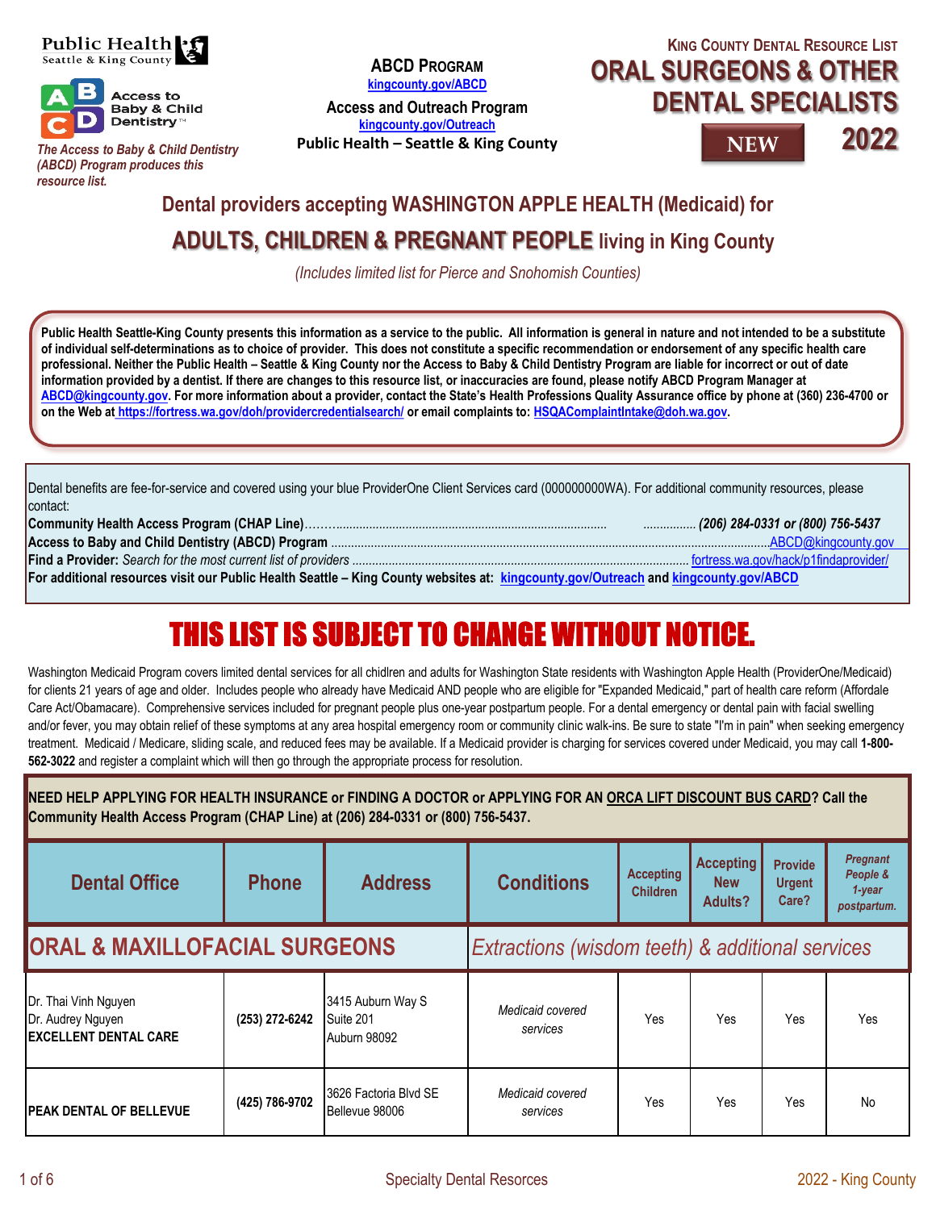Public Health
Seattle & King County

Access to Baby & Child Dentistry™

*The Access to Baby & Child Dentistry (ABCD) Program produces this resource list.*

**ABCD PROGRAM**
[kingcounty.gov/ABCD](kingcounty.gov/ABCD)
**Access and Outreach Program**
[kingcounty.gov/Outreach](kingcounty.gov/Outreach)
**Public Health – Seattle & King County**

**KING COUNTY DENTAL RESOURCE LIST**

# ORAL SURGEONS & OTHER DENTAL SPECIALISTS

**NEW** **2022**

## Dental providers accepting WASHINGTON APPLE HEALTH (Medicaid) for ADULTS, CHILDREN & PREGNANT PEOPLE living in King County

*(Includes limited list for Pierce and Snohomish Counties)*

**Public Health Seattle-King County presents this information as a service to the public. All information is general in nature and not intended to be a substitute of individual self-determinations as to choice of provider. This does not constitute a specific recommendation or endorsement of any specific health care professional. Neither the Public Health – Seattle & King County nor the Access to Baby & Child Dentistry Program are liable for incorrect or out of date information provided by a dentist. If there are changes to this resource list, or inaccuracies are found, please notify ABCD Program Manager at ABCD@kingcounty.gov. For more information about a provider, contact the State's Health Professions Quality Assurance office by phone at (360) 236-4700 or on the Web at https://fortress.wa.gov/doh/providercredentialsearch/ or email complaints to: HSQAComplaintIntake@doh.wa.gov.**

Dental benefits are fee-for-service and covered using your blue ProviderOne Client Services card (000000000WA). For additional community resources, please contact:

**Community Health Access Program (CHAP Line)**……………… ***(206) 284-0331 or (800) 756-5437***
**Access to Baby and Child Dentistry (ABCD) Program** …………… ABCD@kingcounty.gov
**Find a Provider:** *Search for the most current list of providers* …………… fortress.wa.gov/hack/p1findaprovider/
**For additional resources visit our Public Health Seattle – King County websites at: kingcounty.gov/Outreach and kingcounty.gov/ABCD**

# THIS LIST IS SUBJECT TO CHANGE WITHOUT NOTICE.

Washington Medicaid Program covers limited dental services for all chidlren and adults for Washington State residents with Washington Apple Health (ProviderOne/Medicaid) for clients 21 years of age and older. Includes people who already have Medicaid AND people who are eligible for "Expanded Medicaid," part of health care reform (Affordale Care Act/Obamacare). Comprehensive services included for pregnant people plus one-year postpartum people. For a dental emergency or dental pain with facial swelling and/or fever, you may obtain relief of these symptoms at any area hospital emergency room or community clinic walk-ins. Be sure to state "I'm in pain" when seeking emergency treatment. Medicaid / Medicare, sliding scale, and reduced fees may be available. If a Medicaid provider is charging for services covered under Medicaid, you may call **1-800-562-3022** and register a complaint which will then go through the appropriate process for resolution.

**NEED HELP APPLYING FOR HEALTH INSURANCE or FINDING A DOCTOR or APPLYING FOR AN ORCA LIFT DISCOUNT BUS CARD? Call the Community Health Access Program (CHAP Line) at (206) 284-0331 or (800) 756-5437.**

| Dental Office | Phone | Address | Conditions | Accepting Children | Accepting New Adults? | Provide Urgent Care? | *Pregnant People & 1-year postpartum.* |
|---|---|---|---|---|---|---|---|
| **ORAL & MAXILLOFACIAL SURGEONS** | | | *Extractions (wisdom teeth) & additional services* | | | | |
| Dr. Thai Vinh Nguyen<br>Dr. Audrey Nguyen<br>**EXCELLENT DENTAL CARE** | **(253) 272-6242** | 3415 Auburn Way S<br>Suite 201<br>Auburn 98092 | *Medicaid covered services* | Yes | Yes | Yes | Yes |
| **PEAK DENTAL OF BELLEVUE** | **(425) 786-9702** | 3626 Factoria Blvd SE<br>Bellevue 98006 | *Medicaid covered services* | Yes | Yes | Yes | No |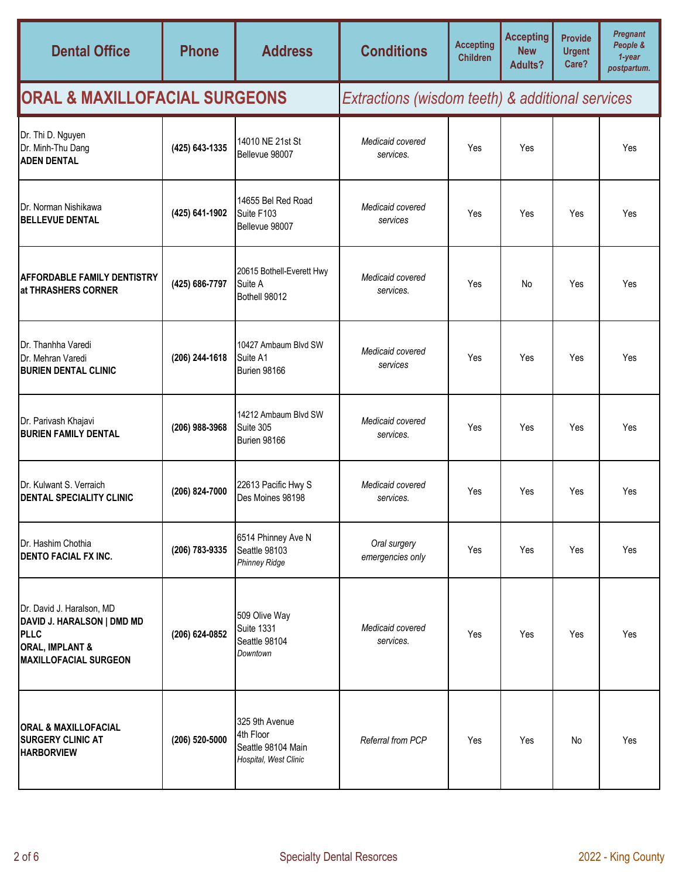| Dental Office | Phone | Address | Conditions | Accepting Children | Accepting New Adults? | Provide Urgent Care? | *Pregnant People & 1-year postpartum.* |
|---|---|---|---|---|---|---|---|
| **ORAL & MAXILLOFACIAL SURGEONS** | | | *Extractions (wisdom teeth) & additional services* | | | | |
| Dr. Thi D. Nguyen<br>Dr. Minh-Thu Dang<br>**ADEN DENTAL** | **(425) 643-1335** | 14010 NE 21st St<br>Bellevue 98007 | *Medicaid covered services.* | Yes | Yes | | Yes |
| Dr. Norman Nishikawa<br>**BELLEVUE DENTAL** | **(425) 641-1902** | 14655 Bel Red Road<br>Suite F103<br>Bellevue 98007 | *Medicaid covered services* | Yes | Yes | Yes | Yes |
| **AFFORDABLE FAMILY DENTISTRY at THRASHERS CORNER** | **(425) 686-7797** | 20615 Bothell-Everett Hwy<br>Suite A<br>Bothell 98012 | *Medicaid covered services.* | Yes | No | Yes | Yes |
| Dr. Thanhha Varedi<br>Dr. Mehran Varedi<br>**BURIEN DENTAL CLINIC** | **(206) 244-1618** | 10427 Ambaum Blvd SW<br>Suite A1<br>Burien 98166 | *Medicaid covered services* | Yes | Yes | Yes | Yes |
| Dr. Parivash Khajavi<br>**BURIEN FAMILY DENTAL** | **(206) 988-3968** | 14212 Ambaum Blvd SW<br>Suite 305<br>Burien 98166 | *Medicaid covered services.* | Yes | Yes | Yes | Yes |
| Dr. Kulwant S. Verraich<br>**DENTAL SPECIALITY CLINIC** | **(206) 824-7000** | 22613 Pacific Hwy S<br>Des Moines 98198 | *Medicaid covered services.* | Yes | Yes | Yes | Yes |
| Dr. Hashim Chothia<br>**DENTO FACIAL FX INC.** | **(206) 783-9335** | 6514 Phinney Ave N<br>Seattle 98103<br>*Phinney Ridge* | *Oral surgery emergencies only* | Yes | Yes | Yes | Yes |
| Dr. David J. Haralson, MD<br>**DAVID J. HARALSON \| DMD MD PLLC**<br>**ORAL, IMPLANT & MAXILLOFACIAL SURGEON** | **(206) 624-0852** | 509 Olive Way<br>Suite 1331<br>Seattle 98104<br>*Downtown* | *Medicaid covered services.* | Yes | Yes | Yes | Yes |
| **ORAL & MAXILLOFACIAL SURGERY CLINIC AT HARBORVIEW** | **(206) 520-5000** | 325 9th Avenue<br>4th Floor<br>Seattle 98104 Main<br>*Hospital, West Clinic* | *Referral from PCP* | Yes | Yes | No | Yes |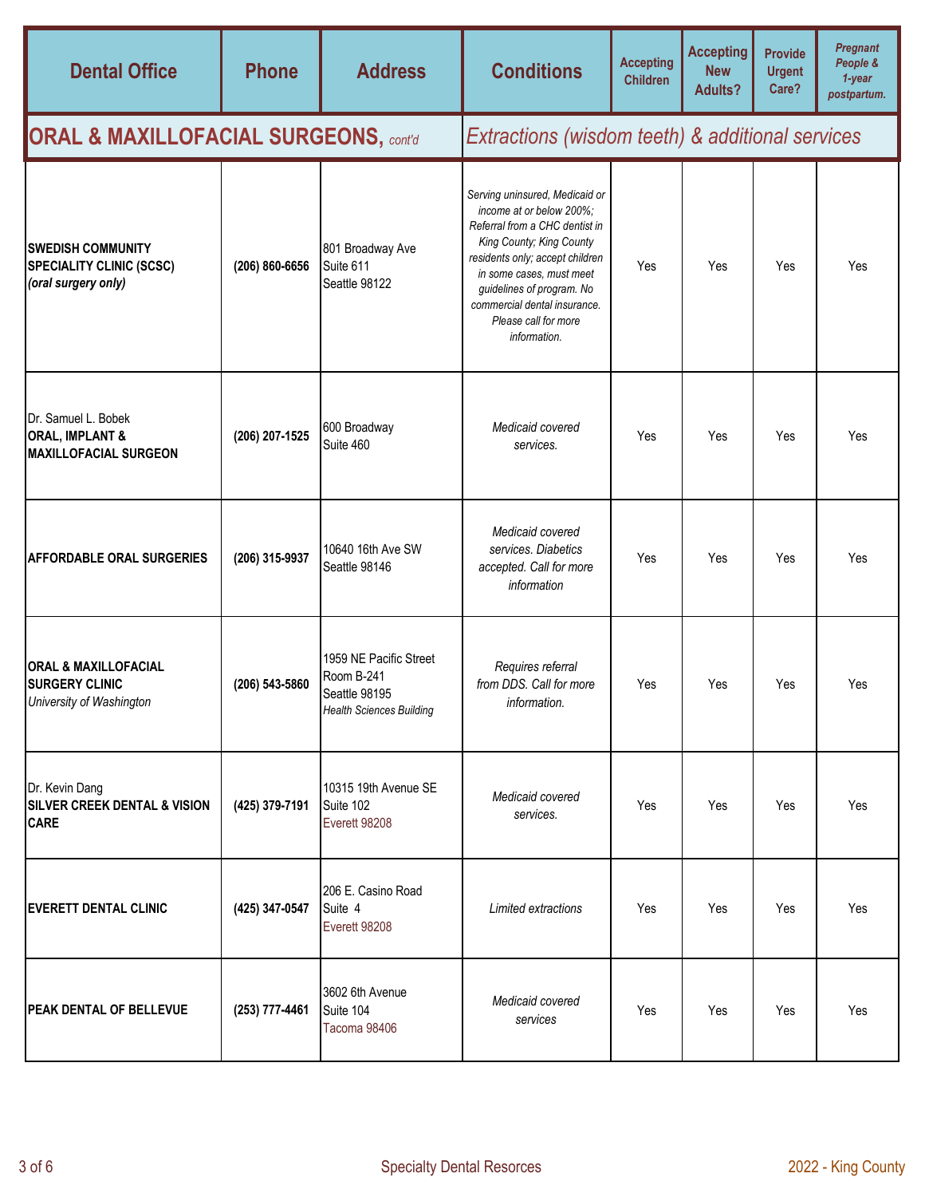| Dental Office | Phone | Address | Conditions | Accepting Children | Accepting New Adults? | Provide Urgent Care? | *Pregnant People & 1-year postpartum.* |
|---|---|---|---|---|---|---|---|
| **ORAL & MAXILLOFACIAL SURGEONS,** *cont'd* | | | *Extractions (wisdom teeth) & additional services* | | | | |
| **SWEDISH COMMUNITY SPECIALITY CLINIC (SCSC)** ***(oral surgery only)*** | **(206) 860-6656** | 801 Broadway Ave Suite 611 Seattle 98122 | *Serving uninsured, Medicaid or income at or below 200%; Referral from a CHC dentist in King County; King County residents only; accept children in some cases, must meet guidelines of program. No commercial dental insurance. Please call for more information.* | Yes | Yes | Yes | Yes |
| Dr. Samuel L. Bobek **ORAL, IMPLANT & MAXILLOFACIAL SURGEON** | **(206) 207-1525** | 600 Broadway Suite 460 | *Medicaid covered services.* | Yes | Yes | Yes | Yes |
| **AFFORDABLE ORAL SURGERIES** | **(206) 315-9937** | 10640 16th Ave SW Seattle 98146 | *Medicaid covered services. Diabetics accepted. Call for more information* | Yes | Yes | Yes | Yes |
| **ORAL & MAXILLOFACIAL SURGERY CLINIC** *University of Washington* | **(206) 543-5860** | 1959 NE Pacific Street Room B-241 Seattle 98195 *Health Sciences Building* | *Requires referral from DDS. Call for more information.* | Yes | Yes | Yes | Yes |
| Dr. Kevin Dang **SILVER CREEK DENTAL & VISION CARE** | **(425) 379-7191** | 10315 19th Avenue SE Suite 102 Everett 98208 | *Medicaid covered services.* | Yes | Yes | Yes | Yes |
| **EVERETT DENTAL CLINIC** | **(425) 347-0547** | 206 E. Casino Road Suite 4 Everett 98208 | *Limited extractions* | Yes | Yes | Yes | Yes |
| **PEAK DENTAL OF BELLEVUE** | **(253) 777-4461** | 3602 6th Avenue Suite 104 Tacoma 98406 | *Medicaid covered services* | Yes | Yes | Yes | Yes |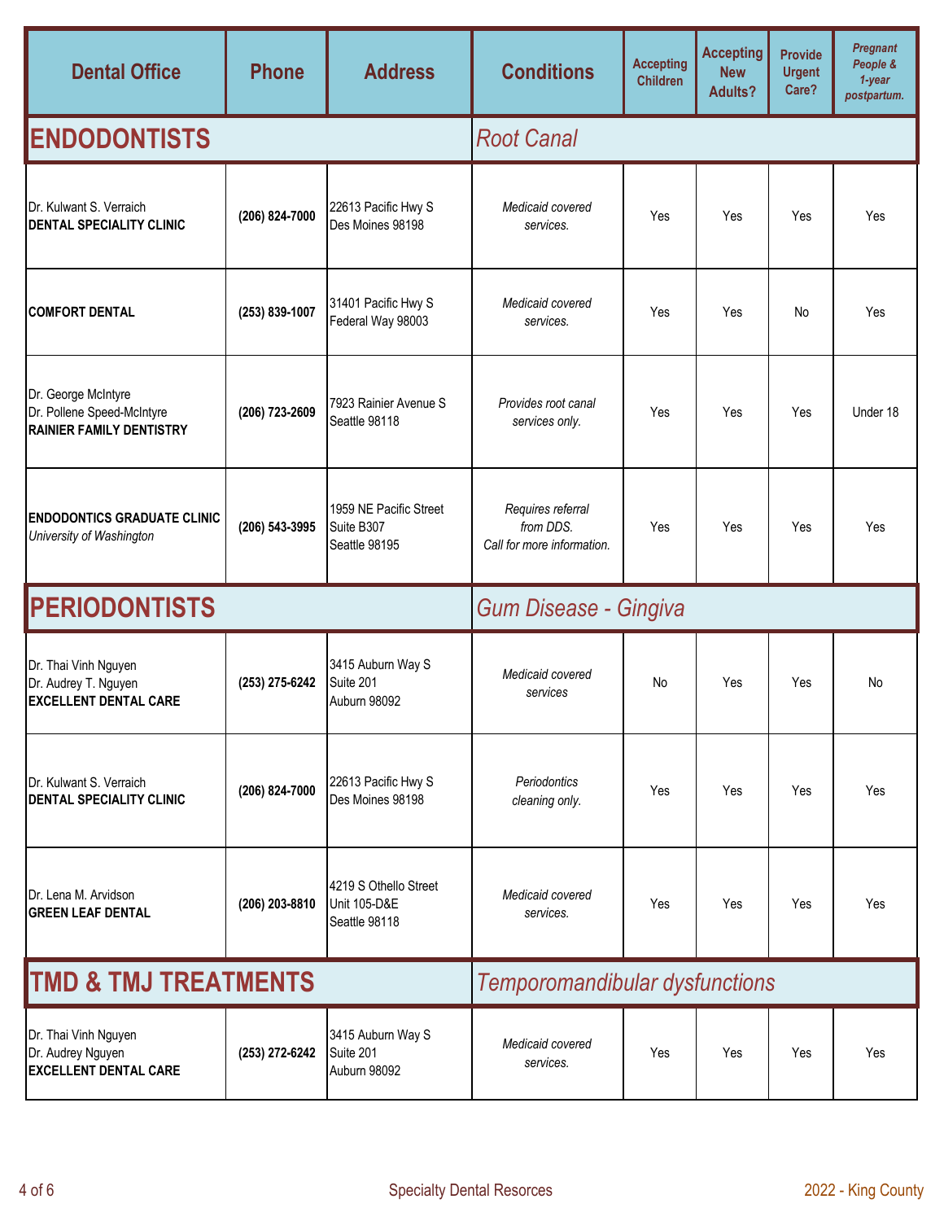| Dental Office | Phone | Address | Conditions | Accepting Children | Accepting New Adults? | Provide Urgent Care? | *Pregnant People & 1-year postpartum.* |
|---|---|---|---|---|---|---|---|
| **ENDODONTISTS** | | | *Root Canal* | | | | |
| Dr. Kulwant S. Verraich **DENTAL SPECIALITY CLINIC** | **(206) 824-7000** | 22613 Pacific Hwy S Des Moines 98198 | *Medicaid covered services.* | Yes | Yes | Yes | Yes |
| **COMFORT DENTAL** | **(253) 839-1007** | 31401 Pacific Hwy S Federal Way 98003 | *Medicaid covered services.* | Yes | Yes | No | Yes |
| Dr. George McIntyre Dr. Pollene Speed-McIntyre **RAINIER FAMILY DENTISTRY** | **(206) 723-2609** | 7923 Rainier Avenue S Seattle 98118 | *Provides root canal services only.* | Yes | Yes | Yes | Under 18 |
| **ENDODONTICS GRADUATE CLINIC** *University of Washington* | **(206) 543-3995** | 1959 NE Pacific Street Suite B307 Seattle 98195 | *Requires referral from DDS. Call for more information.* | Yes | Yes | Yes | Yes |
| **PERIODONTISTS** | | | *Gum Disease - Gingiva* | | | | |
| Dr. Thai Vinh Nguyen Dr. Audrey T. Nguyen **EXCELLENT DENTAL CARE** | **(253) 275-6242** | 3415 Auburn Way S Suite 201 Auburn 98092 | *Medicaid covered services* | No | Yes | Yes | No |
| Dr. Kulwant S. Verraich **DENTAL SPECIALITY CLINIC** | **(206) 824-7000** | 22613 Pacific Hwy S Des Moines 98198 | *Periodontics cleaning only.* | Yes | Yes | Yes | Yes |
| Dr. Lena M. Arvidson **GREEN LEAF DENTAL** | **(206) 203-8810** | 4219 S Othello Street Unit 105-D&E Seattle 98118 | *Medicaid covered services.* | Yes | Yes | Yes | Yes |
| **TMD & TMJ TREATMENTS** | | | *Temporomandibular dysfunctions* | | | | |
| Dr. Thai Vinh Nguyen Dr. Audrey Nguyen **EXCELLENT DENTAL CARE** | **(253) 272-6242** | 3415 Auburn Way S Suite 201 Auburn 98092 | *Medicaid covered services.* | Yes | Yes | Yes | Yes |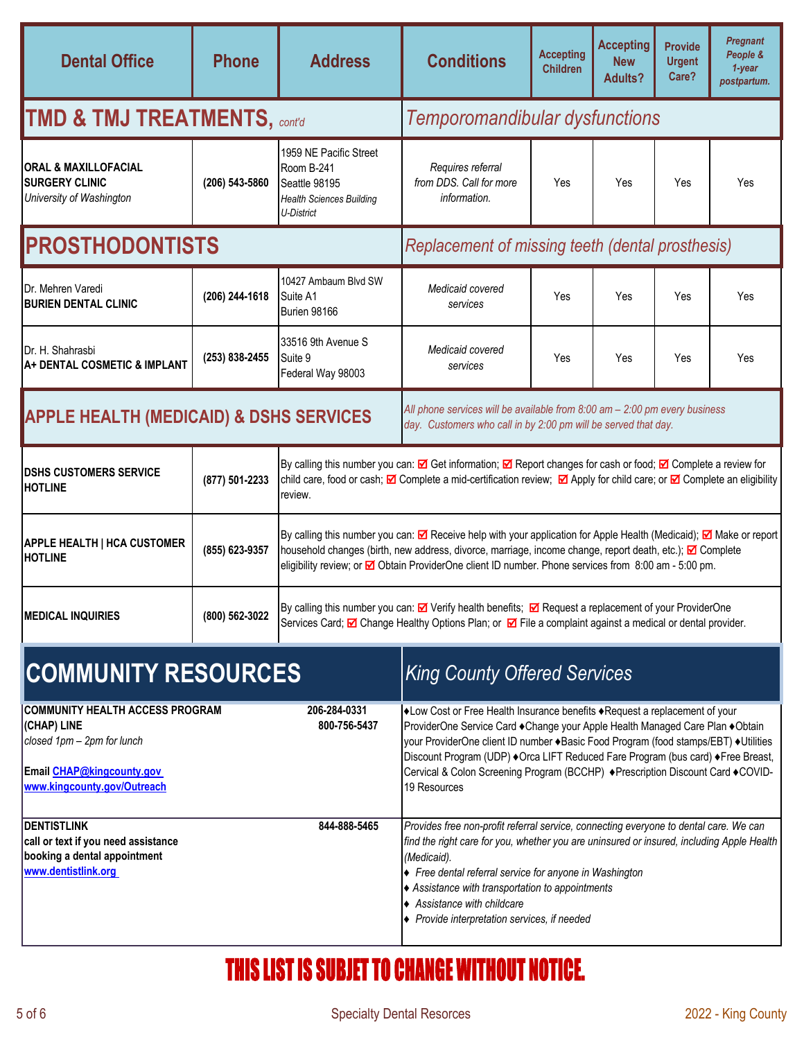| Dental Office | Phone | Address | Conditions | Accepting Children | Accepting New Adults? | Provide Urgent Care? | *Pregnant People & 1-year postpartum.* |
|---|---|---|---|---|---|---|---|
| **TMD & TMJ TREATMENTS,** *cont'd* | | | *Temporomandibular dysfunctions* | | | | |
| **ORAL & MAXILLOFACIAL SURGERY CLINIC** *University of Washington* | **(206) 543-5860** | 1959 NE Pacific Street Room B-241 Seattle 98195 *Health Sciences Building U-District* | *Requires referral from DDS. Call for more information.* | Yes | Yes | Yes | Yes |
| **PROSTHODONTISTS** | | | *Replacement of missing teeth (dental prosthesis)* | | | | |
| Dr. Mehren Varedi **BURIEN DENTAL CLINIC** | **(206) 244-1618** | 10427 Ambaum Blvd SW Suite A1 Burien 98166 | *Medicaid covered services* | Yes | Yes | Yes | Yes |
| Dr. H. Shahrasbi **A+ DENTAL COSMETIC & IMPLANT** | **(253) 838-2455** | 33516 9th Avenue S Suite 9 Federal Way 98003 | *Medicaid covered services* | Yes | Yes | Yes | Yes |

## APPLE HEALTH (MEDICAID) & DSHS SERVICES

*All phone services will be available from 8:00 am – 2:00 pm every business day. Customers who call in by 2:00 pm will be served that day.*

| Service | Phone | Description |
|---|---|---|
| **DSHS CUSTOMERS SERVICE HOTLINE** | **(877) 501-2233** | By calling this number you can: ☑ Get information; ☑ Report changes for cash or food; ☑ Complete a review for child care, food or cash; ☑ Complete a mid-certification review; ☑ Apply for child care; or ☑ Complete an eligibility review. |
| **APPLE HEALTH \| HCA CUSTOMER HOTLINE** | **(855) 623-9357** | By calling this number you can: ☑ Receive help with your application for Apple Health (Medicaid); ☑ Make or report household changes (birth, new address, divorce, marriage, income change, report death, etc.); ☑ Complete eligibility review; or ☑ Obtain ProviderOne client ID number. Phone services from 8:00 am - 5:00 pm. |
| **MEDICAL INQUIRIES** | **(800) 562-3022** | By calling this number you can: ☑ Verify health benefits; ☑ Request a replacement of your ProviderOne Services Card; ☑ Change Healthy Options Plan; or ☑ File a complaint against a medical or dental provider. |

## COMMUNITY RESOURCES

*King County Offered Services*

| Resource | Phone | Services |
|---|---|---|
| **COMMUNITY HEALTH ACCESS PROGRAM (CHAP) LINE** *closed 1pm – 2pm for lunch* **Email CHAP@kingcounty.gov** **www.kingcounty.gov/Outreach** | **206-284-0331** **800-756-5437** | ♦Low Cost or Free Health Insurance benefits ♦Request a replacement of your ProviderOne Service Card ♦Change your Apple Health Managed Care Plan ♦Obtain your ProviderOne client ID number ♦Basic Food Program (food stamps/EBT) ♦Utilities Discount Program (UDP) ♦Orca LIFT Reduced Fare Program (bus card) ♦Free Breast, Cervical & Colon Screening Program (BCCHP) ♦Prescription Discount Card ♦COVID-19 Resources |
| **DENTISTLINK** **call or text if you need assistance booking a dental appointment** **www.dentistlink.org** | **844-888-5465** | *Provides free non-profit referral service, connecting everyone to dental care. We can find the right care for you, whether you are uninsured or insured, including Apple Health (Medicaid).* ♦ *Free dental referral service for anyone in Washington* ♦ *Assistance with transportation to appointments* ♦ *Assistance with childcare* ♦ *Provide interpretation services, if needed* |

**THIS LIST IS SUBJET TO CHANGE WITHOUT NOTICE.**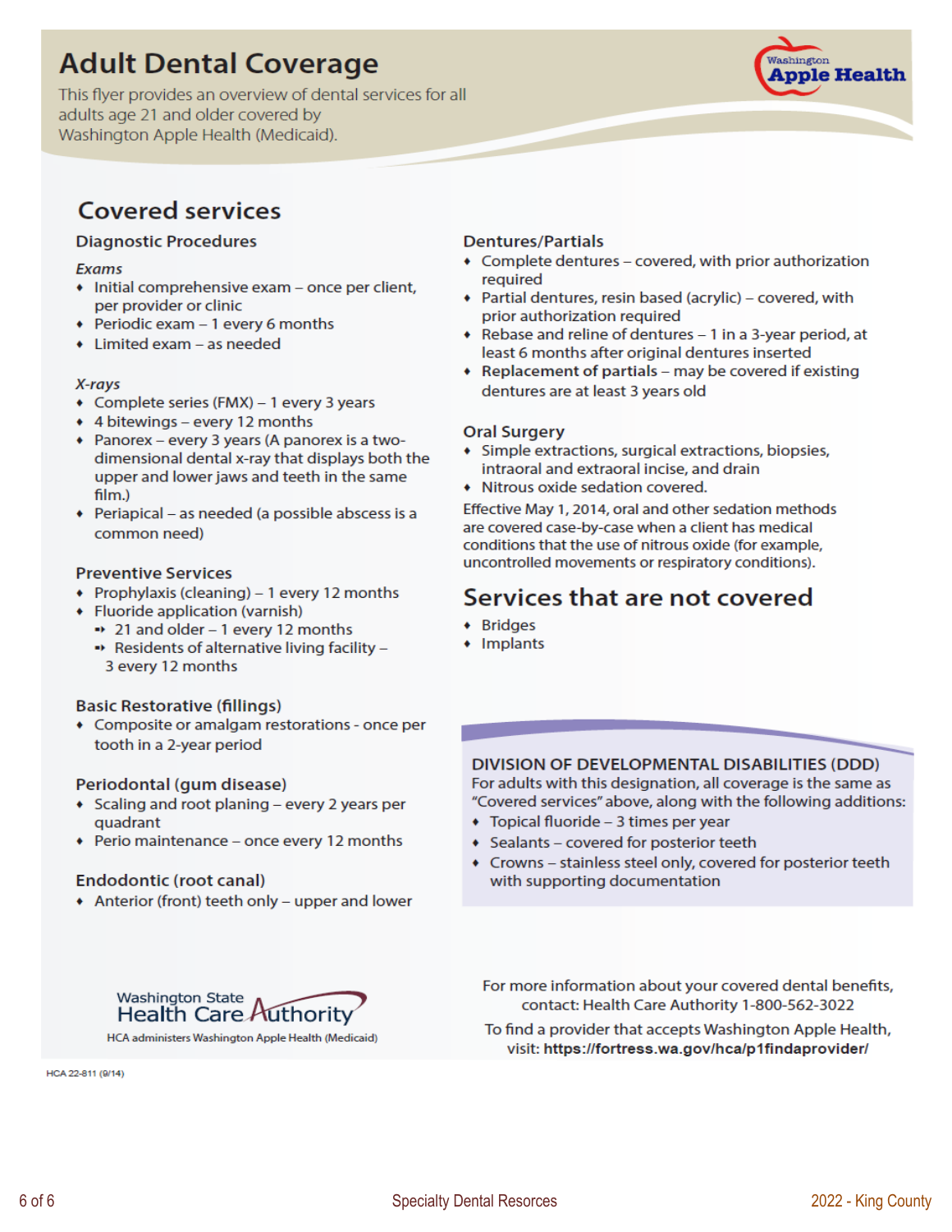# Adult Dental Coverage

This flyer provides an overview of dental services for all adults age 21 and older covered by Washington Apple Health (Medicaid).

Washington Apple Health

## Covered services

### Diagnostic Procedures

*Exams*

- Initial comprehensive exam – once per client, per provider or clinic
- Periodic exam – 1 every 6 months
- Limited exam – as needed

*X-rays*

- Complete series (FMX) – 1 every 3 years
- 4 bitewings – every 12 months
- Panorex – every 3 years (A panorex is a two-dimensional dental x-ray that displays both the upper and lower jaws and teeth in the same film.)
- Periapical – as needed (a possible abscess is a common need)

### Preventive Services

- Prophylaxis (cleaning) – 1 every 12 months
- Fluoride application (varnish)
  - 21 and older – 1 every 12 months
  - Residents of alternative living facility – 3 every 12 months

### Basic Restorative (fillings)

- Composite or amalgam restorations - once per tooth in a 2-year period

### Periodontal (gum disease)

- Scaling and root planing – every 2 years per quadrant
- Perio maintenance – once every 12 months

### Endodontic (root canal)

- Anterior (front) teeth only – upper and lower

### Dentures/Partials

- Complete dentures – covered, with prior authorization required
- Partial dentures, resin based (acrylic) – covered, with prior authorization required
- Rebase and reline of dentures – 1 in a 3-year period, at least 6 months after original dentures inserted
- **Replacement of partials** – may be covered if existing dentures are at least 3 years old

### Oral Surgery

- Simple extractions, surgical extractions, biopsies, intraoral and extraoral incise, and drain
- Nitrous oxide sedation covered.

Effective May 1, 2014, oral and other sedation methods are covered case-by-case when a client has medical conditions that the use of nitrous oxide (for example, uncontrolled movements or respiratory conditions).

## Services that are not covered

- Bridges
- Implants

### DIVISION OF DEVELOPMENTAL DISABILITIES (DDD)

For adults with this designation, all coverage is the same as "Covered services" above, along with the following additions:

- Topical fluoride – 3 times per year
- Sealants – covered for posterior teeth
- Crowns – stainless steel only, covered for posterior teeth with supporting documentation

Washington State Health Care Authority

HCA administers Washington Apple Health (Medicaid)

For more information about your covered dental benefits, contact: Health Care Authority 1-800-562-3022

To find a provider that accepts Washington Apple Health, visit: **https://fortress.wa.gov/hca/p1findaprovider/**

HCA 22-811 (9/14)